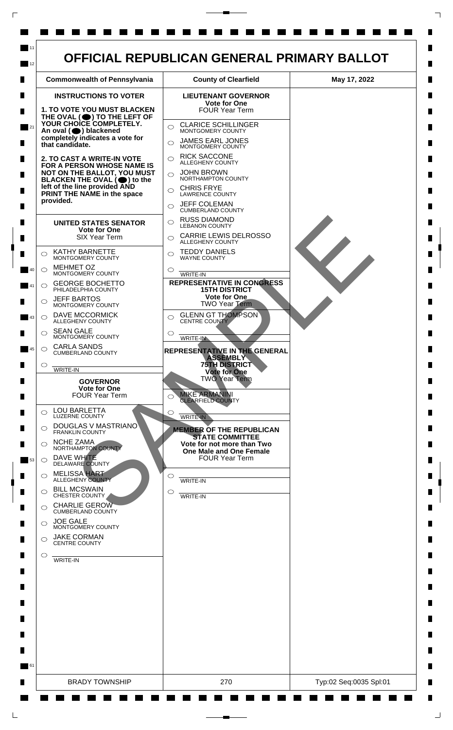# OFFICIAL REPUBLICAN GENERAL PRIMARY BALLOT

| Commonwealth of Pennsylvania | County of Clearfield | May 17, 2022 |
|---|---|---|

## INSTRUCTIONS TO VOTER

**1. TO VOTE YOU MUST BLACKEN THE OVAL (⬬) TO THE LEFT OF YOUR CHOICE COMPLETELY. An oval (⬬) blackened completely indicates a vote for that candidate.**

**2. TO CAST A WRITE-IN VOTE FOR A PERSON WHOSE NAME IS NOT ON THE BALLOT, YOU MUST BLACKEN THE OVAL (⬬) to the left of the line provided AND PRINT THE NAME in the space provided.**

### UNITED STATES SENATOR
**Vote for One**
SIX Year Term

- ○ KATHY BARNETTE — MONTGOMERY COUNTY
- ○ MEHMET OZ — MONTGOMERY COUNTY
- ○ GEORGE BOCHETTO — PHILADELPHIA COUNTY
- ○ JEFF BARTOS — MONTGOMERY COUNTY
- ○ DAVE MCCORMICK — ALLEGHENY COUNTY
- ○ SEAN GALE — MONTGOMERY COUNTY
- ○ CARLA SANDS — CUMBERLAND COUNTY
- ○ ______ WRITE-IN

### GOVERNOR
**Vote for One**
FOUR Year Term

- ○ LOU BARLETTA — LUZERNE COUNTY
- ○ DOUGLAS V MASTRIANO — FRANKLIN COUNTY
- ○ NCHE ZAMA — NORTHAMPTON COUNTY
- ○ DAVE WHITE — DELAWARE COUNTY
- ○ MELISSA HART — ALLEGHENY COUNTY
- ○ BILL MCSWAIN — CHESTER COUNTY
- ○ CHARLIE GEROW — CUMBERLAND COUNTY
- ○ JOE GALE — MONTGOMERY COUNTY
- ○ JAKE CORMAN — CENTRE COUNTY
- ○ ______ WRITE-IN

### LIEUTENANT GOVERNOR
**Vote for One**
FOUR Year Term

- ○ CLARICE SCHILLINGER — MONTGOMERY COUNTY
- ○ JAMES EARL JONES — MONTGOMERY COUNTY
- ○ RICK SACCONE — ALLEGHENY COUNTY
- ○ JOHN BROWN — NORTHAMPTON COUNTY
- ○ CHRIS FRYE — LAWRENCE COUNTY
- ○ JEFF COLEMAN — CUMBERLAND COUNTY
- ○ RUSS DIAMOND — LEBANON COUNTY
- ○ CARRIE LEWIS DELROSSO — ALLEGHENY COUNTY
- ○ TEDDY DANIELS — WAYNE COUNTY
- ○ ______ WRITE-IN

### REPRESENTATIVE IN CONGRESS 15TH DISTRICT
**Vote for One**
TWO Year Term

- ○ GLENN GT THOMPSON — CENTRE COUNTY
- ○ ______ WRITE-IN

### REPRESENTATIVE IN THE GENERAL ASSEMBLY 75TH DISTRICT
**Vote for One**
TWO Year Term

- ○ MIKE ARMANINI — CLEARFIELD COUNTY
- ○ ______ WRITE-IN

### MEMBER OF THE REPUBLICAN STATE COMMITTEE
**Vote for not more than Two One Male and One Female**
FOUR Year Term

- ○ ______ WRITE-IN
- ○ ______ WRITE-IN

SAMPLE

| BRADY TOWNSHIP | 270 | Typ:02 Seq:0035 Spl:01 |
|---|---|---|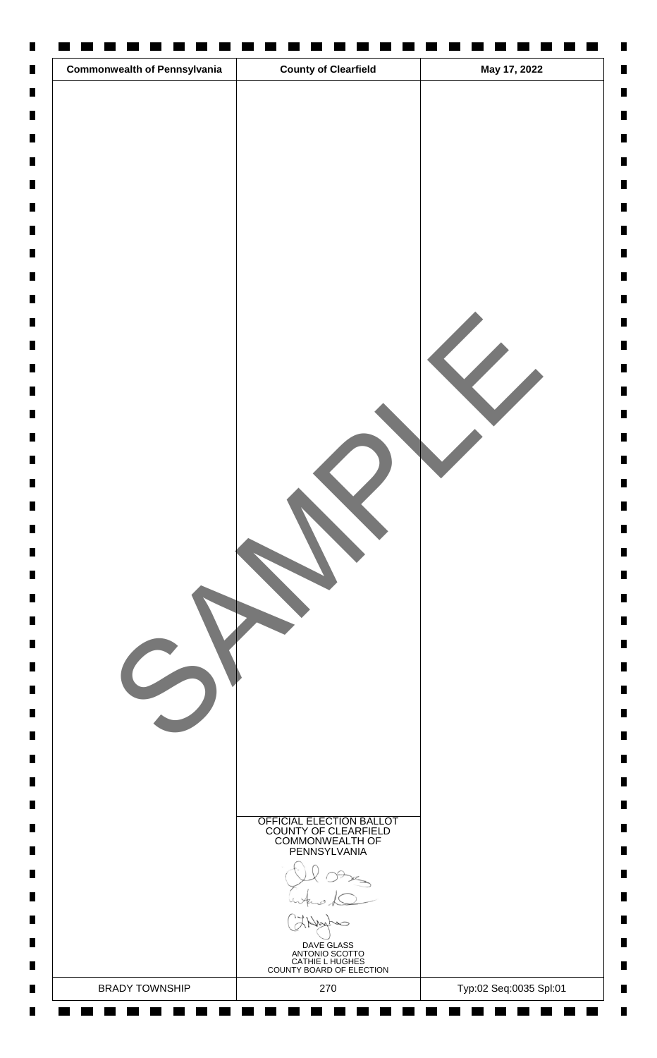| Commonwealth of Pennsylvania | County of Clearfield | May 17, 2022 |
|---|---|---|
| | OFFICIAL ELECTION BALLOT<br>COUNTY OF CLEARFIELD<br>COMMONWEALTH OF PENNSYLVANIA<br><br>DAVE GLASS<br>ANTONIO SCOTTO<br>CATHIE L HUGHES<br>COUNTY BOARD OF ELECTION | |
| BRADY TOWNSHIP | 270 | Typ:02 Seq:0035 Spl:01 |

SAMPLE